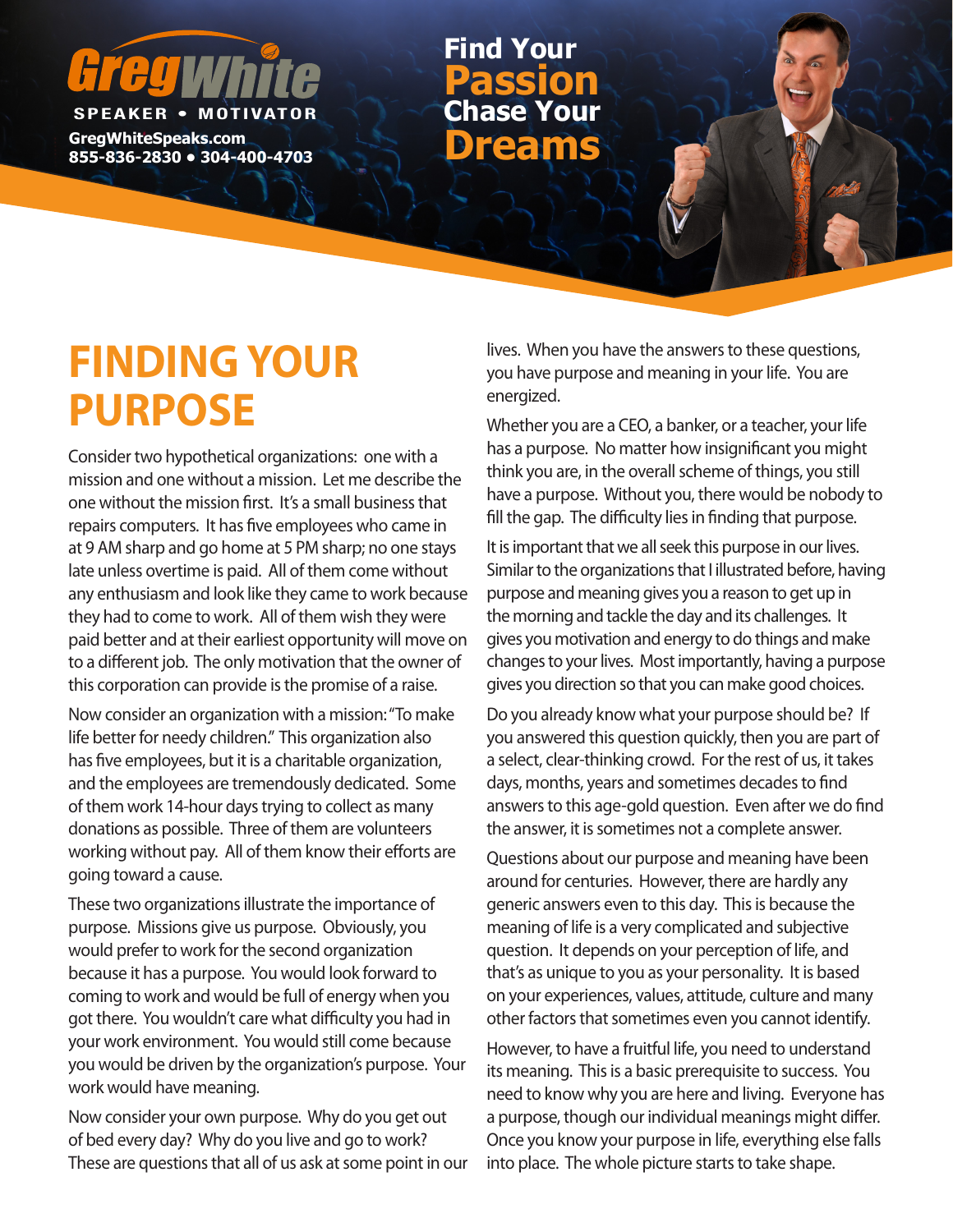**Greg White**

SPEAKER • MOTIVATOR

GregWhiteSpeaks.com
855-836-2830 • 304-400-4703

**Find Your Passion Chase Your Dreams**

# FINDING YOUR PURPOSE

Consider two hypothetical organizations: one with a mission and one without a mission. Let me describe the one without the mission first. It's a small business that repairs computers. It has five employees who came in at 9 AM sharp and go home at 5 PM sharp; no one stays late unless overtime is paid. All of them come without any enthusiasm and look like they came to work because they had to come to work. All of them wish they were paid better and at their earliest opportunity will move on to a different job. The only motivation that the owner of this corporation can provide is the promise of a raise.

Now consider an organization with a mission: "To make life better for needy children." This organization also has five employees, but it is a charitable organization, and the employees are tremendously dedicated. Some of them work 14-hour days trying to collect as many donations as possible. Three of them are volunteers working without pay. All of them know their efforts are going toward a cause.

These two organizations illustrate the importance of purpose. Missions give us purpose. Obviously, you would prefer to work for the second organization because it has a purpose. You would look forward to coming to work and would be full of energy when you got there. You wouldn't care what difficulty you had in your work environment. You would still come because you would be driven by the organization's purpose. Your work would have meaning.

Now consider your own purpose. Why do you get out of bed every day? Why do you live and go to work? These are questions that all of us ask at some point in our lives. When you have the answers to these questions, you have purpose and meaning in your life. You are energized.

Whether you are a CEO, a banker, or a teacher, your life has a purpose. No matter how insignificant you might think you are, in the overall scheme of things, you still have a purpose. Without you, there would be nobody to fill the gap. The difficulty lies in finding that purpose.

It is important that we all seek this purpose in our lives. Similar to the organizations that I illustrated before, having purpose and meaning gives you a reason to get up in the morning and tackle the day and its challenges. It gives you motivation and energy to do things and make changes to your lives. Most importantly, having a purpose gives you direction so that you can make good choices.

Do you already know what your purpose should be? If you answered this question quickly, then you are part of a select, clear-thinking crowd. For the rest of us, it takes days, months, years and sometimes decades to find answers to this age-gold question. Even after we do find the answer, it is sometimes not a complete answer.

Questions about our purpose and meaning have been around for centuries. However, there are hardly any generic answers even to this day. This is because the meaning of life is a very complicated and subjective question. It depends on your perception of life, and that's as unique to you as your personality. It is based on your experiences, values, attitude, culture and many other factors that sometimes even you cannot identify.

However, to have a fruitful life, you need to understand its meaning. This is a basic prerequisite to success. You need to know why you are here and living. Everyone has a purpose, though our individual meanings might differ. Once you know your purpose in life, everything else falls into place. The whole picture starts to take shape.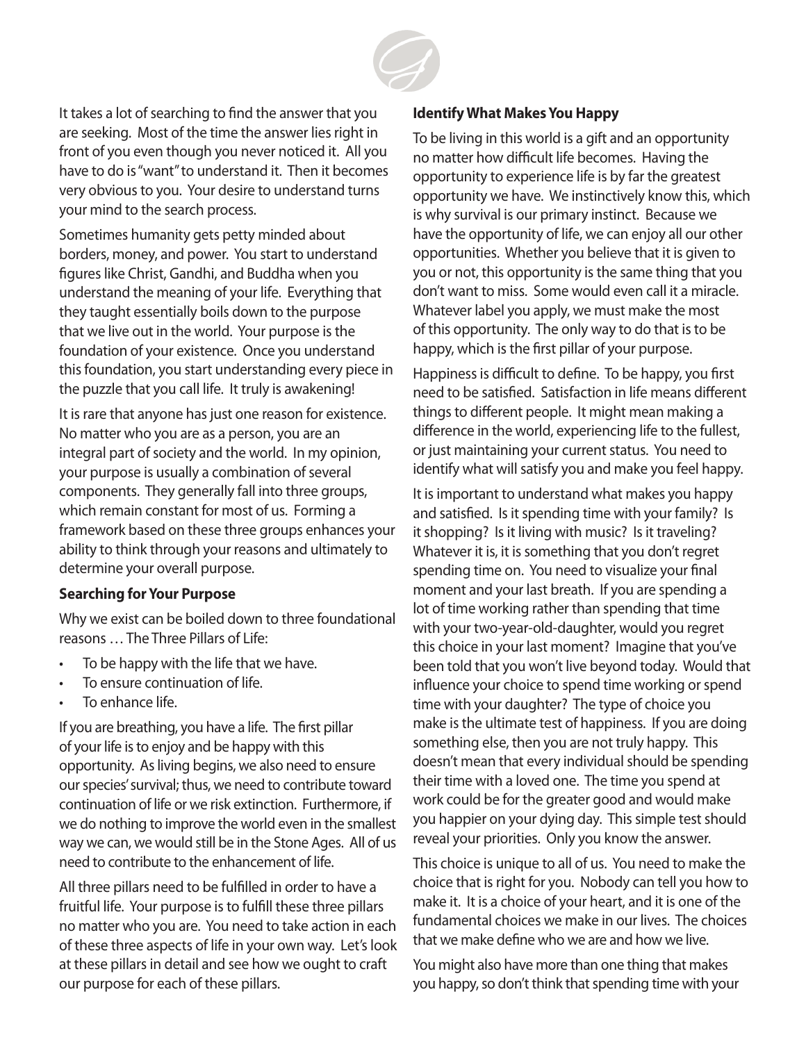It takes a lot of searching to find the answer that you are seeking. Most of the time the answer lies right in front of you even though you never noticed it. All you have to do is "want" to understand it. Then it becomes very obvious to you. Your desire to understand turns your mind to the search process.

Sometimes humanity gets petty minded about borders, money, and power. You start to understand figures like Christ, Gandhi, and Buddha when you understand the meaning of your life. Everything that they taught essentially boils down to the purpose that we live out in the world. Your purpose is the foundation of your existence. Once you understand this foundation, you start understanding every piece in the puzzle that you call life. It truly is awakening!

It is rare that anyone has just one reason for existence. No matter who you are as a person, you are an integral part of society and the world. In my opinion, your purpose is usually a combination of several components. They generally fall into three groups, which remain constant for most of us. Forming a framework based on these three groups enhances your ability to think through your reasons and ultimately to determine your overall purpose.

**Searching for Your Purpose**

Why we exist can be boiled down to three foundational reasons … The Three Pillars of Life:

- To be happy with the life that we have.
- To ensure continuation of life.
- To enhance life.

If you are breathing, you have a life. The first pillar of your life is to enjoy and be happy with this opportunity. As living begins, we also need to ensure our species' survival; thus, we need to contribute toward continuation of life or we risk extinction. Furthermore, if we do nothing to improve the world even in the smallest way we can, we would still be in the Stone Ages. All of us need to contribute to the enhancement of life.

All three pillars need to be fulfilled in order to have a fruitful life. Your purpose is to fulfill these three pillars no matter who you are. You need to take action in each of these three aspects of life in your own way. Let's look at these pillars in detail and see how we ought to craft our purpose for each of these pillars.

**Identify What Makes You Happy**

To be living in this world is a gift and an opportunity no matter how difficult life becomes. Having the opportunity to experience life is by far the greatest opportunity we have. We instinctively know this, which is why survival is our primary instinct. Because we have the opportunity of life, we can enjoy all our other opportunities. Whether you believe that it is given to you or not, this opportunity is the same thing that you don't want to miss. Some would even call it a miracle. Whatever label you apply, we must make the most of this opportunity. The only way to do that is to be happy, which is the first pillar of your purpose.

Happiness is difficult to define. To be happy, you first need to be satisfied. Satisfaction in life means different things to different people. It might mean making a difference in the world, experiencing life to the fullest, or just maintaining your current status. You need to identify what will satisfy you and make you feel happy.

It is important to understand what makes you happy and satisfied. Is it spending time with your family? Is it shopping? Is it living with music? Is it traveling? Whatever it is, it is something that you don't regret spending time on. You need to visualize your final moment and your last breath. If you are spending a lot of time working rather than spending that time with your two-year-old-daughter, would you regret this choice in your last moment? Imagine that you've been told that you won't live beyond today. Would that influence your choice to spend time working or spend time with your daughter? The type of choice you make is the ultimate test of happiness. If you are doing something else, then you are not truly happy. This doesn't mean that every individual should be spending their time with a loved one. The time you spend at work could be for the greater good and would make you happier on your dying day. This simple test should reveal your priorities. Only you know the answer.

This choice is unique to all of us. You need to make the choice that is right for you. Nobody can tell you how to make it. It is a choice of your heart, and it is one of the fundamental choices we make in our lives. The choices that we make define who we are and how we live.

You might also have more than one thing that makes you happy, so don't think that spending time with your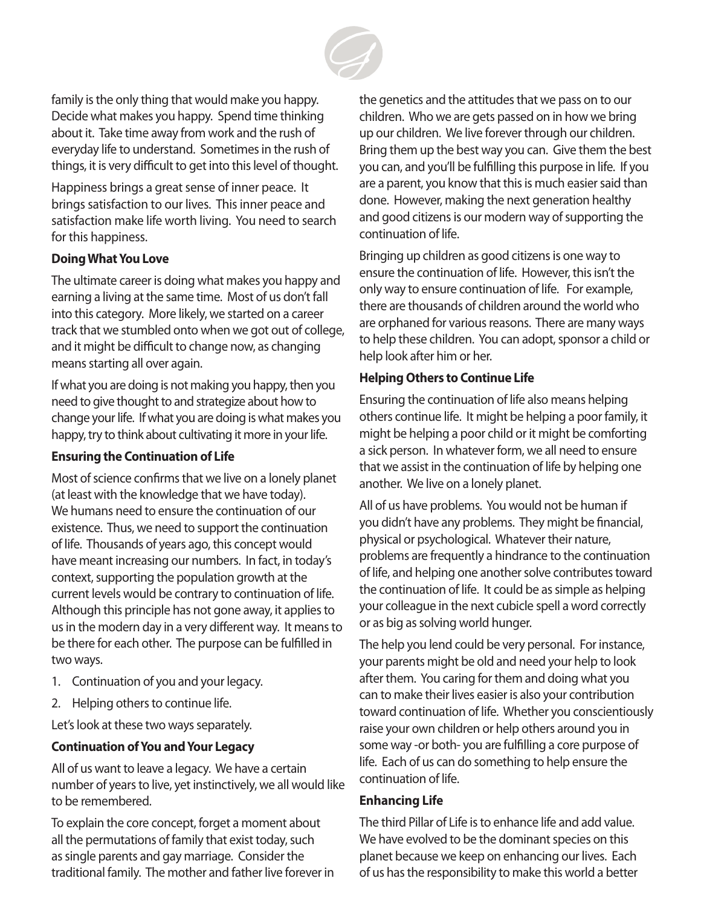family is the only thing that would make you happy. Decide what makes you happy. Spend time thinking about it. Take time away from work and the rush of everyday life to understand. Sometimes in the rush of things, it is very difficult to get into this level of thought.

Happiness brings a great sense of inner peace. It brings satisfaction to our lives. This inner peace and satisfaction make life worth living. You need to search for this happiness.

**Doing What You Love**

The ultimate career is doing what makes you happy and earning a living at the same time. Most of us don't fall into this category. More likely, we started on a career track that we stumbled onto when we got out of college, and it might be difficult to change now, as changing means starting all over again.

If what you are doing is not making you happy, then you need to give thought to and strategize about how to change your life. If what you are doing is what makes you happy, try to think about cultivating it more in your life.

**Ensuring the Continuation of Life**

Most of science confirms that we live on a lonely planet (at least with the knowledge that we have today). We humans need to ensure the continuation of our existence. Thus, we need to support the continuation of life. Thousands of years ago, this concept would have meant increasing our numbers. In fact, in today's context, supporting the population growth at the current levels would be contrary to continuation of life. Although this principle has not gone away, it applies to us in the modern day in a very different way. It means to be there for each other. The purpose can be fulfilled in two ways.

1. Continuation of you and your legacy.
2. Helping others to continue life.

Let's look at these two ways separately.

**Continuation of You and Your Legacy**

All of us want to leave a legacy. We have a certain number of years to live, yet instinctively, we all would like to be remembered.

To explain the core concept, forget a moment about all the permutations of family that exist today, such as single parents and gay marriage. Consider the traditional family. The mother and father live forever in the genetics and the attitudes that we pass on to our children. Who we are gets passed on in how we bring up our children. We live forever through our children. Bring them up the best way you can. Give them the best you can, and you'll be fulfilling this purpose in life. If you are a parent, you know that this is much easier said than done. However, making the next generation healthy and good citizens is our modern way of supporting the continuation of life.

Bringing up children as good citizens is one way to ensure the continuation of life. However, this isn't the only way to ensure continuation of life. For example, there are thousands of children around the world who are orphaned for various reasons. There are many ways to help these children. You can adopt, sponsor a child or help look after him or her.

**Helping Others to Continue Life**

Ensuring the continuation of life also means helping others continue life. It might be helping a poor family, it might be helping a poor child or it might be comforting a sick person. In whatever form, we all need to ensure that we assist in the continuation of life by helping one another. We live on a lonely planet.

All of us have problems. You would not be human if you didn't have any problems. They might be financial, physical or psychological. Whatever their nature, problems are frequently a hindrance to the continuation of life, and helping one another solve contributes toward the continuation of life. It could be as simple as helping your colleague in the next cubicle spell a word correctly or as big as solving world hunger.

The help you lend could be very personal. For instance, your parents might be old and need your help to look after them. You caring for them and doing what you can to make their lives easier is also your contribution toward continuation of life. Whether you conscientiously raise your own children or help others around you in some way -or both- you are fulfilling a core purpose of life. Each of us can do something to help ensure the continuation of life.

**Enhancing Life**

The third Pillar of Life is to enhance life and add value. We have evolved to be the dominant species on this planet because we keep on enhancing our lives. Each of us has the responsibility to make this world a better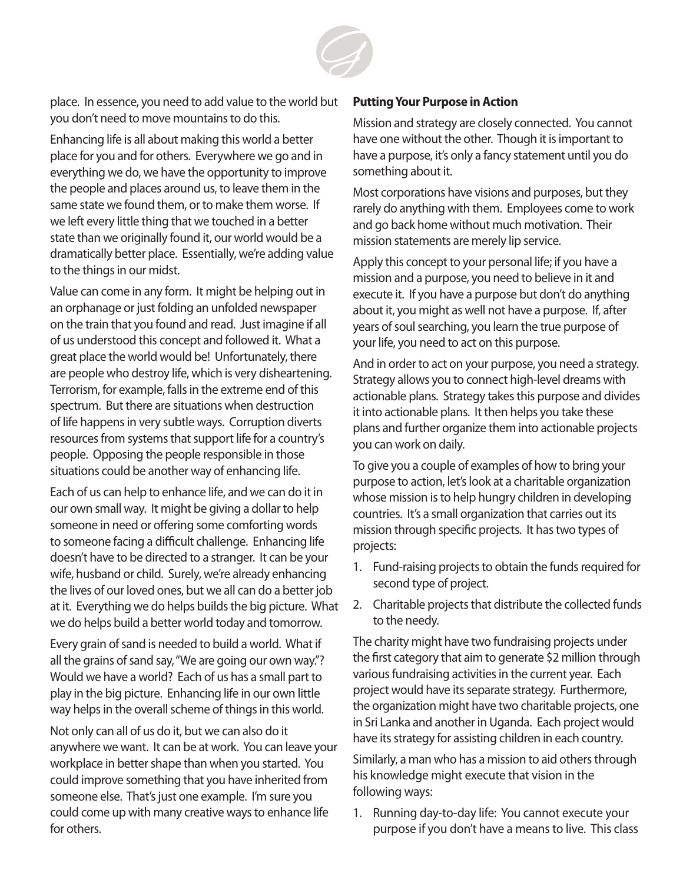place. In essence, you need to add value to the world but you don't need to move mountains to do this.

Enhancing life is all about making this world a better place for you and for others. Everywhere we go and in everything we do, we have the opportunity to improve the people and places around us, to leave them in the same state we found them, or to make them worse. If we left every little thing that we touched in a better state than we originally found it, our world would be a dramatically better place. Essentially, we're adding value to the things in our midst.

Value can come in any form. It might be helping out in an orphanage or just folding an unfolded newspaper on the train that you found and read. Just imagine if all of us understood this concept and followed it. What a great place the world would be! Unfortunately, there are people who destroy life, which is very disheartening. Terrorism, for example, falls in the extreme end of this spectrum. But there are situations when destruction of life happens in very subtle ways. Corruption diverts resources from systems that support life for a country's people. Opposing the people responsible in those situations could be another way of enhancing life.

Each of us can help to enhance life, and we can do it in our own small way. It might be giving a dollar to help someone in need or offering some comforting words to someone facing a difficult challenge. Enhancing life doesn't have to be directed to a stranger. It can be your wife, husband or child. Surely, we're already enhancing the lives of our loved ones, but we all can do a better job at it. Everything we do helps builds the big picture. What we do helps build a better world today and tomorrow.

Every grain of sand is needed to build a world. What if all the grains of sand say, "We are going our own way."? Would we have a world? Each of us has a small part to play in the big picture. Enhancing life in our own little way helps in the overall scheme of things in this world.

Not only can all of us do it, but we can also do it anywhere we want. It can be at work. You can leave your workplace in better shape than when you started. You could improve something that you have inherited from someone else. That's just one example. I'm sure you could come up with many creative ways to enhance life for others.

**Putting Your Purpose in Action**

Mission and strategy are closely connected. You cannot have one without the other. Though it is important to have a purpose, it's only a fancy statement until you do something about it.

Most corporations have visions and purposes, but they rarely do anything with them. Employees come to work and go back home without much motivation. Their mission statements are merely lip service.

Apply this concept to your personal life; if you have a mission and a purpose, you need to believe in it and execute it. If you have a purpose but don't do anything about it, you might as well not have a purpose. If, after years of soul searching, you learn the true purpose of your life, you need to act on this purpose.

And in order to act on your purpose, you need a strategy. Strategy allows you to connect high-level dreams with actionable plans. Strategy takes this purpose and divides it into actionable plans. It then helps you take these plans and further organize them into actionable projects you can work on daily.

To give you a couple of examples of how to bring your purpose to action, let's look at a charitable organization whose mission is to help hungry children in developing countries. It's a small organization that carries out its mission through specific projects. It has two types of projects:

1. Fund-raising projects to obtain the funds required for second type of project.
2. Charitable projects that distribute the collected funds to the needy.

The charity might have two fundraising projects under the first category that aim to generate $2 million through various fundraising activities in the current year. Each project would have its separate strategy. Furthermore, the organization might have two charitable projects, one in Sri Lanka and another in Uganda. Each project would have its strategy for assisting children in each country.

Similarly, a man who has a mission to aid others through his knowledge might execute that vision in the following ways:

1. Running day-to-day life: You cannot execute your purpose if you don't have a means to live. This class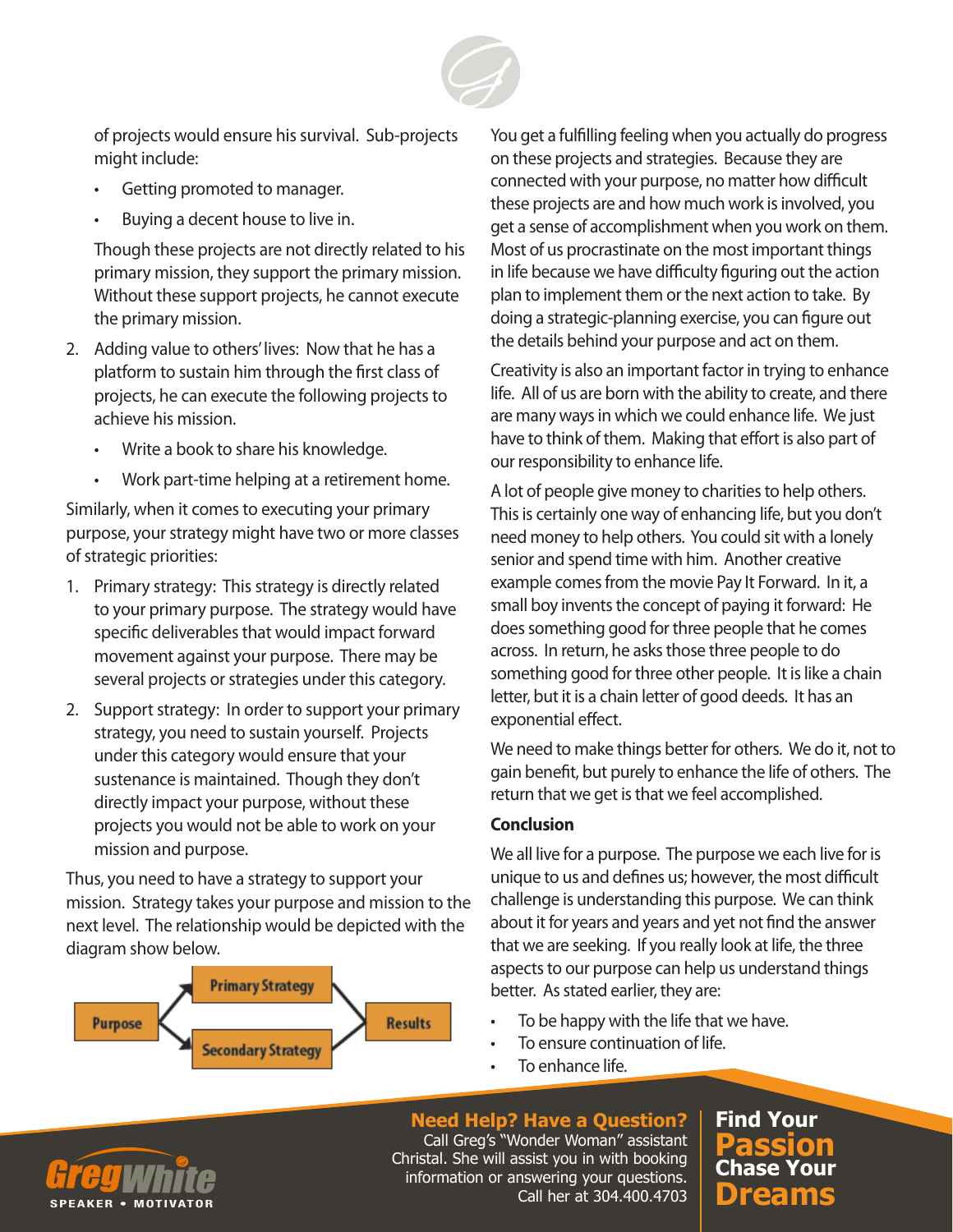of projects would ensure his survival. Sub-projects might include:

- Getting promoted to manager.
- Buying a decent house to live in.

Though these projects are not directly related to his primary mission, they support the primary mission. Without these support projects, he cannot execute the primary mission.

2. Adding value to others' lives: Now that he has a platform to sustain him through the first class of projects, he can execute the following projects to achieve his mission.
   - Write a book to share his knowledge.
   - Work part-time helping at a retirement home.

Similarly, when it comes to executing your primary purpose, your strategy might have two or more classes of strategic priorities:

1. Primary strategy: This strategy is directly related to your primary purpose. The strategy would have specific deliverables that would impact forward movement against your purpose. There may be several projects or strategies under this category.
2. Support strategy: In order to support your primary strategy, you need to sustain yourself. Projects under this category would ensure that your sustenance is maintained. Though they don't directly impact your purpose, without these projects you would not be able to work on your mission and purpose.

Thus, you need to have a strategy to support your mission. Strategy takes your purpose and mission to the next level. The relationship would be depicted with the diagram show below.

Purpose

Primary Strategy

Secondary Strategy

Results

You get a fulfilling feeling when you actually do progress on these projects and strategies. Because they are connected with your purpose, no matter how difficult these projects are and how much work is involved, you get a sense of accomplishment when you work on them. Most of us procrastinate on the most important things in life because we have difficulty figuring out the action plan to implement them or the next action to take. By doing a strategic-planning exercise, you can figure out the details behind your purpose and act on them.

Creativity is also an important factor in trying to enhance life. All of us are born with the ability to create, and there are many ways in which we could enhance life. We just have to think of them. Making that effort is also part of our responsibility to enhance life.

A lot of people give money to charities to help others. This is certainly one way of enhancing life, but you don't need money to help others. You could sit with a lonely senior and spend time with him. Another creative example comes from the movie Pay It Forward. In it, a small boy invents the concept of paying it forward: He does something good for three people that he comes across. In return, he asks those three people to do something good for three other people. It is like a chain letter, but it is a chain letter of good deeds. It has an exponential effect.

We need to make things better for others. We do it, not to gain benefit, but purely to enhance the life of others. The return that we get is that we feel accomplished.

**Conclusion**

We all live for a purpose. The purpose we each live for is unique to us and defines us; however, the most difficult challenge is understanding this purpose. We can think about it for years and years and yet not find the answer that we are seeking. If you really look at life, the three aspects to our purpose can help us understand things better. As stated earlier, they are:

- To be happy with the life that we have.
- To ensure continuation of life.
- To enhance life.

**Need Help? Have a Question?**

Call Greg's "Wonder Woman" assistant Christal. She will assist you in with booking information or answering your questions. Call her at 304.400.4703

Greg White
SPEAKER • MOTIVATOR

Find Your **Passion** Chase Your **Dreams**